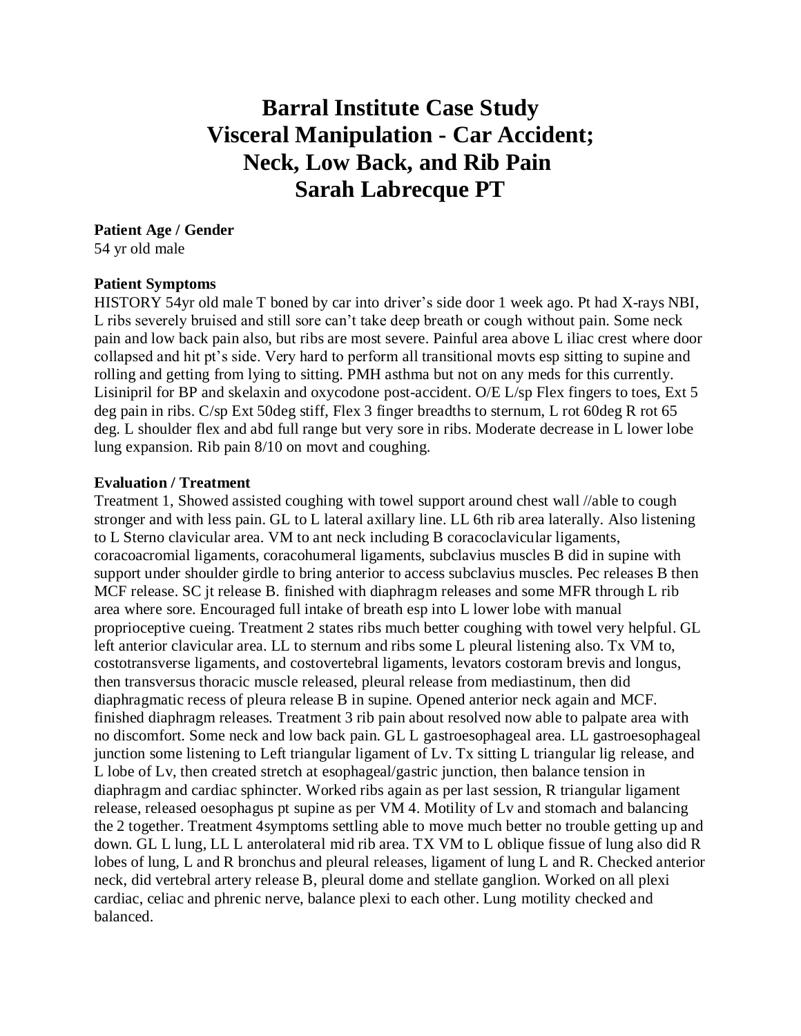# Barral Institute Case Study
# Visceral Manipulation - Car Accident; Neck, Low Back, and Rib Pain
# Sarah Labrecque PT

**Patient Age / Gender**

54 yr old male

**Patient Symptoms**

HISTORY 54yr old male T boned by car into driver's side door 1 week ago. Pt had X-rays NBI, L ribs severely bruised and still sore can't take deep breath or cough without pain. Some neck pain and low back pain also, but ribs are most severe. Painful area above L iliac crest where door collapsed and hit pt's side. Very hard to perform all transitional movts esp sitting to supine and rolling and getting from lying to sitting. PMH asthma but not on any meds for this currently. Lisinipril for BP and skelaxin and oxycodone post-accident. O/E L/sp Flex fingers to toes, Ext 5 deg pain in ribs. C/sp Ext 50deg stiff, Flex 3 finger breadths to sternum, L rot 60deg R rot 65 deg. L shoulder flex and abd full range but very sore in ribs. Moderate decrease in L lower lobe lung expansion. Rib pain 8/10 on movt and coughing.

**Evaluation / Treatment**

Treatment 1, Showed assisted coughing with towel support around chest wall //able to cough stronger and with less pain. GL to L lateral axillary line. LL 6th rib area laterally. Also listening to L Sterno clavicular area. VM to ant neck including B coracoclavicular ligaments, coracoacromial ligaments, coracohumeral ligaments, subclavius muscles B did in supine with support under shoulder girdle to bring anterior to access subclavius muscles. Pec releases B then MCF release. SC jt release B. finished with diaphragm releases and some MFR through L rib area where sore. Encouraged full intake of breath esp into L lower lobe with manual proprioceptive cueing. Treatment 2 states ribs much better coughing with towel very helpful. GL left anterior clavicular area. LL to sternum and ribs some L pleural listening also. Tx VM to, costotransverse ligaments, and costovertebral ligaments, levators costoram brevis and longus, then transversus thoracic muscle released, pleural release from mediastinum, then did diaphragmatic recess of pleura release B in supine. Opened anterior neck again and MCF. finished diaphragm releases. Treatment 3 rib pain about resolved now able to palpate area with no discomfort. Some neck and low back pain. GL L gastroesophageal area. LL gastroesophageal junction some listening to Left triangular ligament of Lv. Tx sitting L triangular lig release, and L lobe of Lv, then created stretch at esophageal/gastric junction, then balance tension in diaphragm and cardiac sphincter. Worked ribs again as per last session, R triangular ligament release, released oesophagus pt supine as per VM 4. Motility of Lv and stomach and balancing the 2 together. Treatment 4symptoms settling able to move much better no trouble getting up and down. GL L lung, LL L anterolateral mid rib area. TX VM to L oblique fissue of lung also did R lobes of lung, L and R bronchus and pleural releases, ligament of lung L and R. Checked anterior neck, did vertebral artery release B, pleural dome and stellate ganglion. Worked on all plexi cardiac, celiac and phrenic nerve, balance plexi to each other. Lung motility checked and balanced.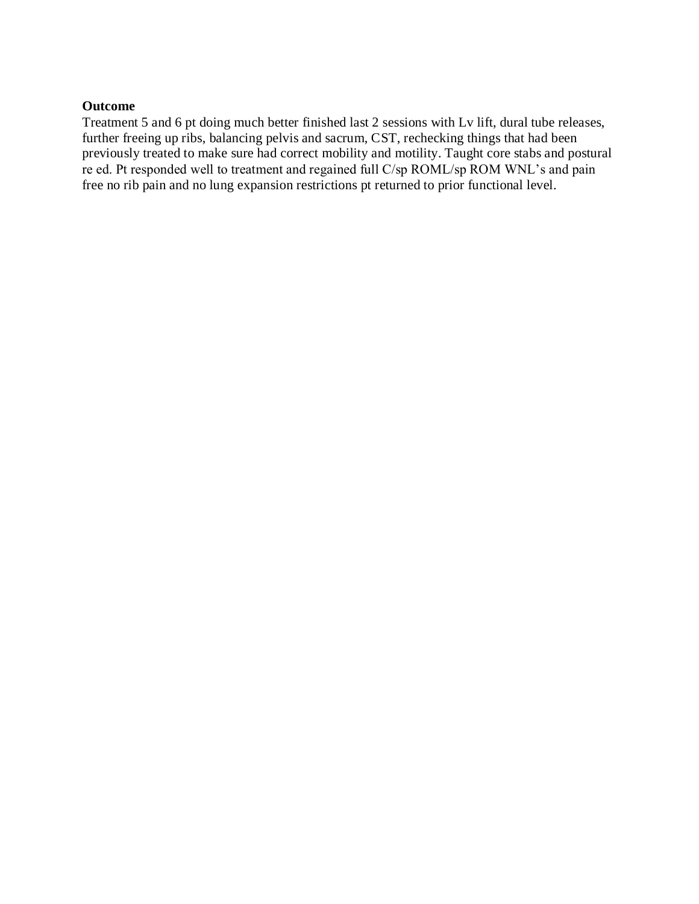**Outcome**

Treatment 5 and 6 pt doing much better finished last 2 sessions with Lv lift, dural tube releases, further freeing up ribs, balancing pelvis and sacrum, CST, rechecking things that had been previously treated to make sure had correct mobility and motility. Taught core stabs and postural re ed. Pt responded well to treatment and regained full C/sp ROML/sp ROM WNL's and pain free no rib pain and no lung expansion restrictions pt returned to prior functional level.